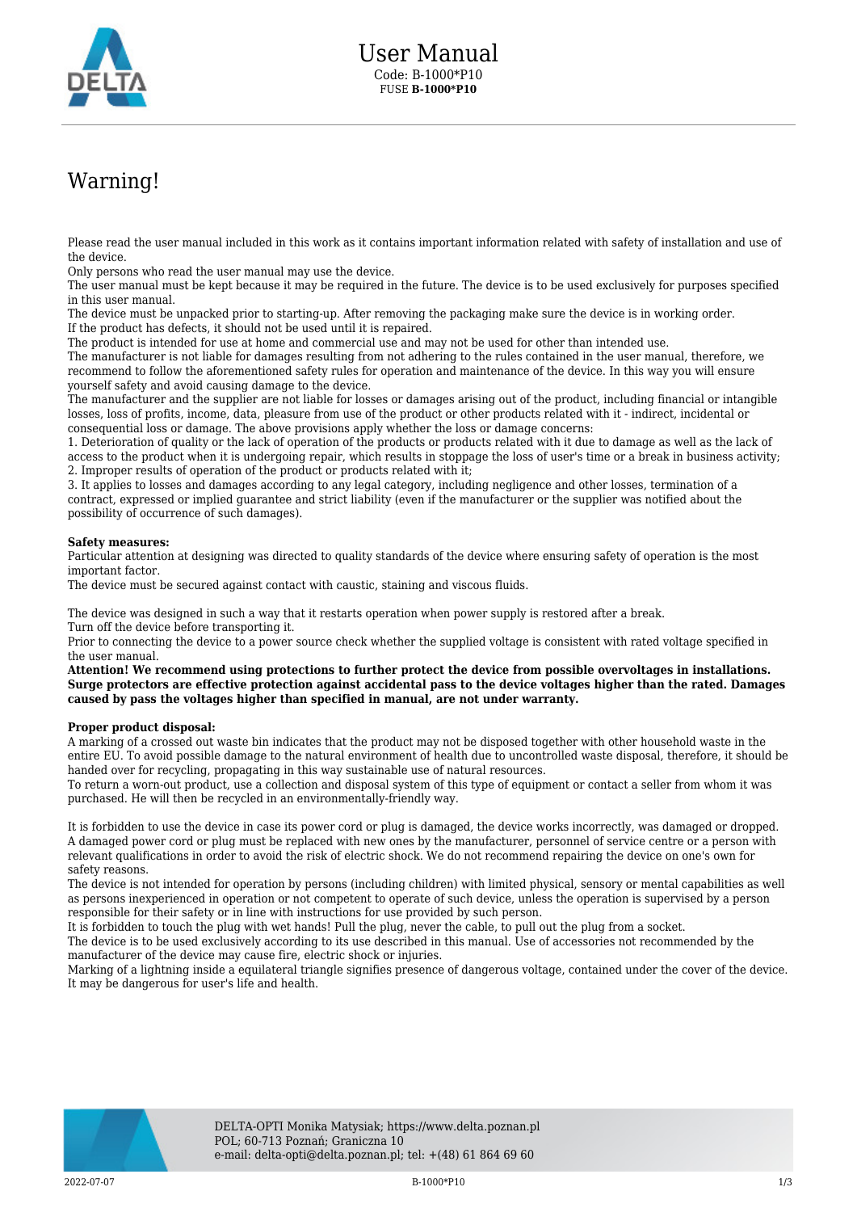# User Manual

Code: B-1000*P10

FUSE **B-1000*P10**

## Warning!

Please read the user manual included in this work as it contains important information related with safety of installation and use of the device.
Only persons who read the user manual may use the device.
The user manual must be kept because it may be required in the future. The device is to be used exclusively for purposes specified in this user manual.
The device must be unpacked prior to starting-up. After removing the packaging make sure the device is in working order.
If the product has defects, it should not be used until it is repaired.
The product is intended for use at home and commercial use and may not be used for other than intended use.
The manufacturer is not liable for damages resulting from not adhering to the rules contained in the user manual, therefore, we recommend to follow the aforementioned safety rules for operation and maintenance of the device. In this way you will ensure yourself safety and avoid causing damage to the device.
The manufacturer and the supplier are not liable for losses or damages arising out of the product, including financial or intangible losses, loss of profits, income, data, pleasure from use of the product or other products related with it - indirect, incidental or consequential loss or damage. The above provisions apply whether the loss or damage concerns:
1. Deterioration of quality or the lack of operation of the products or products related with it due to damage as well as the lack of access to the product when it is undergoing repair, which results in stoppage the loss of user's time or a break in business activity;
2. Improper results of operation of the product or products related with it;
3. It applies to losses and damages according to any legal category, including negligence and other losses, termination of a contract, expressed or implied guarantee and strict liability (even if the manufacturer or the supplier was notified about the possibility of occurrence of such damages).

**Safety measures:**
Particular attention at designing was directed to quality standards of the device where ensuring safety of operation is the most important factor.
The device must be secured against contact with caustic, staining and viscous fluids.

The device was designed in such a way that it restarts operation when power supply is restored after a break.
Turn off the device before transporting it.
Prior to connecting the device to a power source check whether the supplied voltage is consistent with rated voltage specified in the user manual.
**Attention! We recommend using protections to further protect the device from possible overvoltages in installations. Surge protectors are effective protection against accidental pass to the device voltages higher than the rated. Damages caused by pass the voltages higher than specified in manual, are not under warranty.**

**Proper product disposal:**
A marking of a crossed out waste bin indicates that the product may not be disposed together with other household waste in the entire EU. To avoid possible damage to the natural environment of health due to uncontrolled waste disposal, therefore, it should be handed over for recycling, propagating in this way sustainable use of natural resources.
To return a worn-out product, use a collection and disposal system of this type of equipment or contact a seller from whom it was purchased. He will then be recycled in an environmentally-friendly way.

It is forbidden to use the device in case its power cord or plug is damaged, the device works incorrectly, was damaged or dropped. A damaged power cord or plug must be replaced with new ones by the manufacturer, personnel of service centre or a person with relevant qualifications in order to avoid the risk of electric shock. We do not recommend repairing the device on one's own for safety reasons.
The device is not intended for operation by persons (including children) with limited physical, sensory or mental capabilities as well as persons inexperienced in operation or not competent to operate of such device, unless the operation is supervised by a person responsible for their safety or in line with instructions for use provided by such person.
It is forbidden to touch the plug with wet hands! Pull the plug, never the cable, to pull out the plug from a socket.
The device is to be used exclusively according to its use described in this manual. Use of accessories not recommended by the manufacturer of the device may cause fire, electric shock or injuries.
Marking of a lightning inside a equilateral triangle signifies presence of dangerous voltage, contained under the cover of the device. It may be dangerous for user's life and health.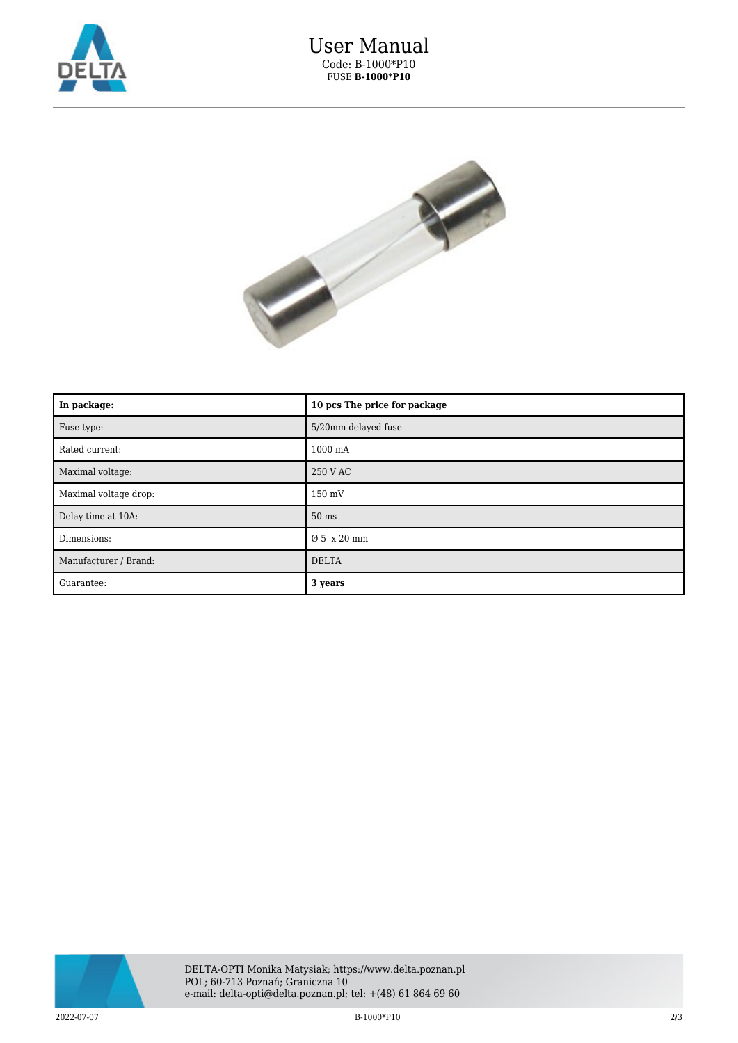# User Manual

Code: B-1000*P10

FUSE **B-1000*P10**

| **In package:** | **10 pcs The price for package** |
| --- | --- |
| Fuse type: | 5/20mm delayed fuse |
| Rated current: | 1000 mA |
| Maximal voltage: | 250 V AC |
| Maximal voltage drop: | 150 mV |
| Delay time at 10A: | 50 ms |
| Dimensions: | Ø 5 x 20 mm |
| Manufacturer / Brand: | DELTA |
| Guarantee: | **3 years** |

DELTA-OPTI Monika Matysiak; https://www.delta.poznan.pl
POL; 60-713 Poznań; Graniczna 10
e-mail: delta-opti@delta.poznan.pl; tel: +(48) 61 864 69 60